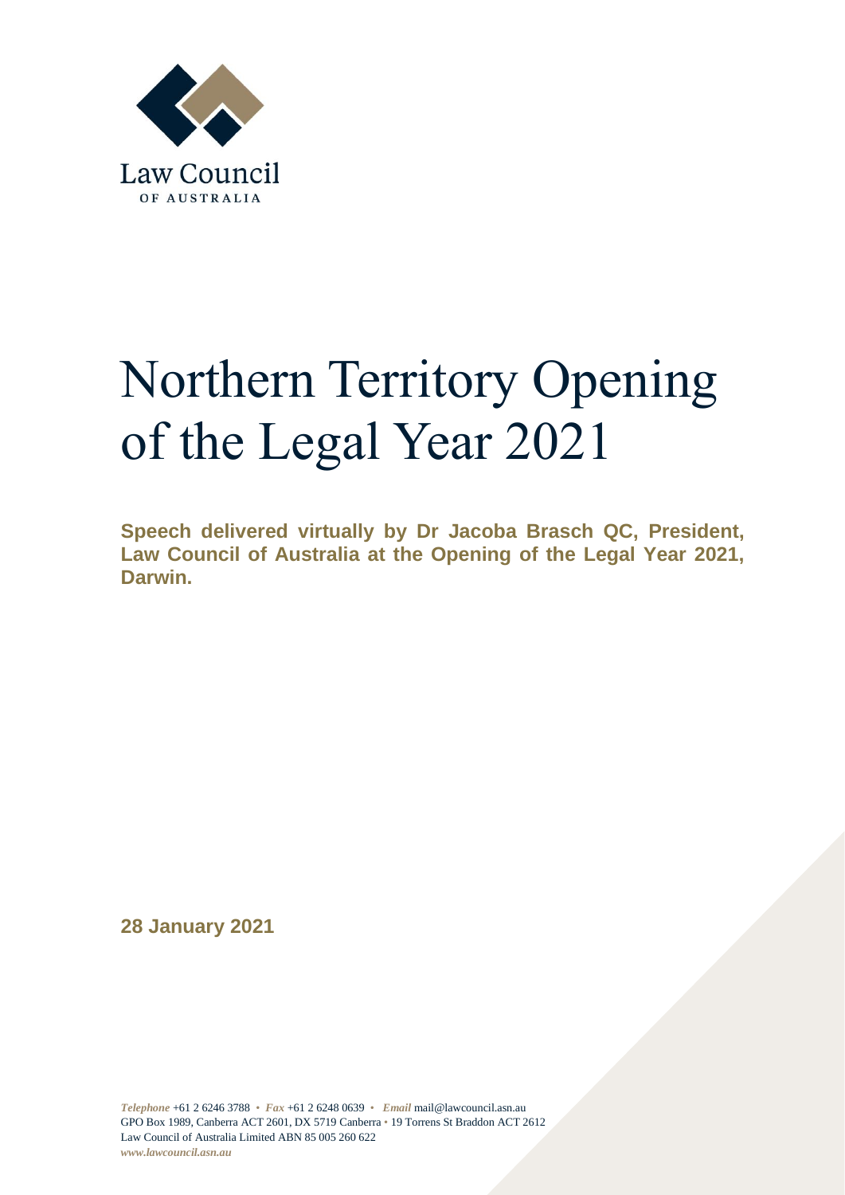Law Council

OF AUSTRALIA

# Northern Territory Opening of the Legal Year 2021

**Speech delivered virtually by Dr Jacoba Brasch QC, President, Law Council of Australia at the Opening of the Legal Year 2021, Darwin.**

**28 January 2021**

*Telephone* +61 2 6246 3788 • *Fax* +61 2 6248 0639 • *Email* mail@lawcouncil.asn.au
GPO Box 1989, Canberra ACT 2601, DX 5719 Canberra • 19 Torrens St Braddon ACT 2612
Law Council of Australia Limited ABN 85 005 260 622
*www.lawcouncil.asn.au*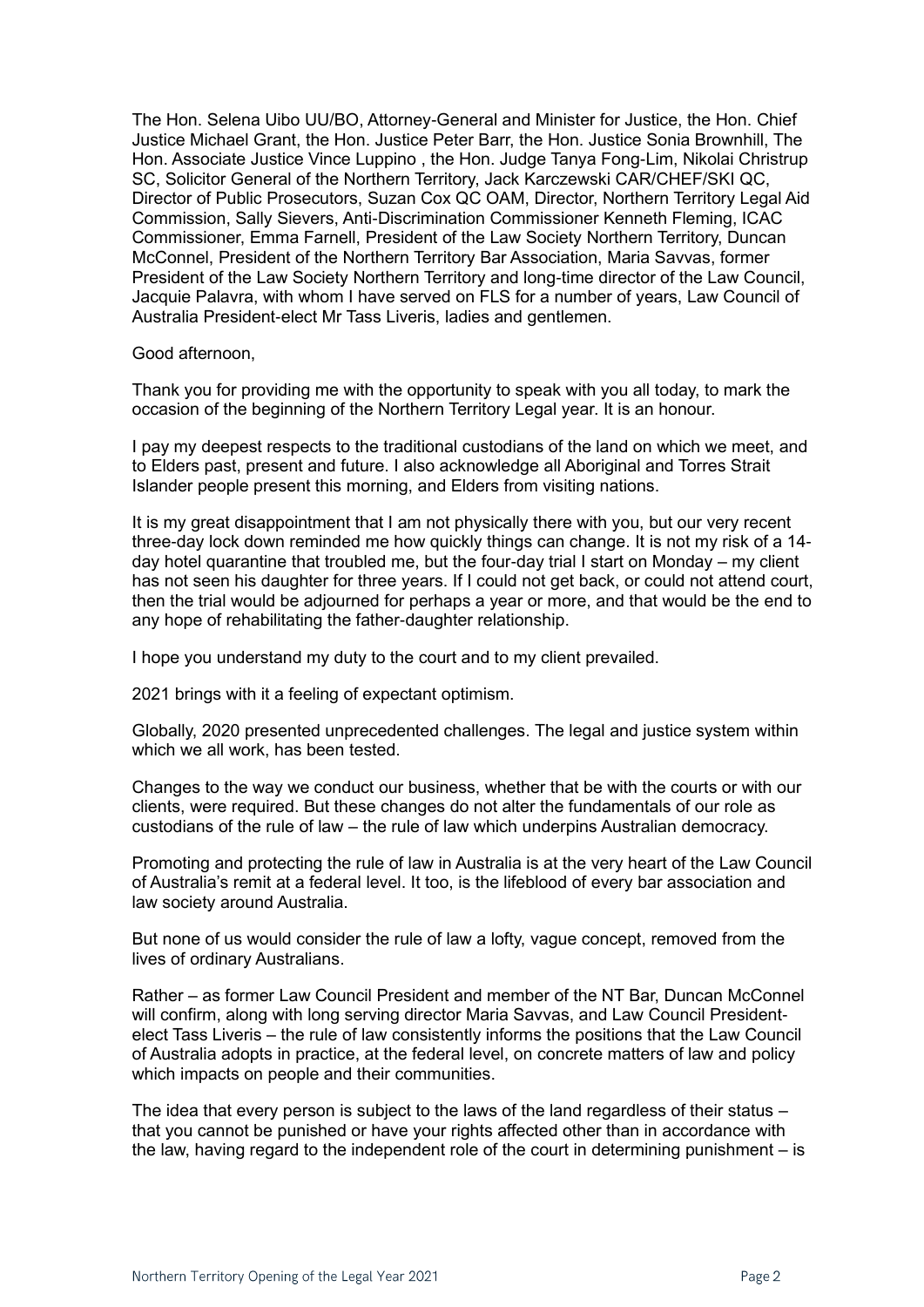The Hon. Selena Uibo UU/BO, Attorney-General and Minister for Justice, the Hon. Chief Justice Michael Grant, the Hon. Justice Peter Barr, the Hon. Justice Sonia Brownhill, The Hon. Associate Justice Vince Luppino , the Hon. Judge Tanya Fong-Lim, Nikolai Christrup SC, Solicitor General of the Northern Territory, Jack Karczewski CAR/CHEF/SKI QC, Director of Public Prosecutors, Suzan Cox QC OAM, Director, Northern Territory Legal Aid Commission, Sally Sievers, Anti-Discrimination Commissioner Kenneth Fleming, ICAC Commissioner, Emma Farnell, President of the Law Society Northern Territory, Duncan McConnel, President of the Northern Territory Bar Association, Maria Savvas, former President of the Law Society Northern Territory and long-time director of the Law Council, Jacquie Palavra, with whom I have served on FLS for a number of years, Law Council of Australia President-elect Mr Tass Liveris, ladies and gentlemen.

Good afternoon,

Thank you for providing me with the opportunity to speak with you all today, to mark the occasion of the beginning of the Northern Territory Legal year. It is an honour.

I pay my deepest respects to the traditional custodians of the land on which we meet, and to Elders past, present and future. I also acknowledge all Aboriginal and Torres Strait Islander people present this morning, and Elders from visiting nations.

It is my great disappointment that I am not physically there with you, but our very recent three-day lock down reminded me how quickly things can change. It is not my risk of a 14-day hotel quarantine that troubled me, but the four-day trial I start on Monday – my client has not seen his daughter for three years. If I could not get back, or could not attend court, then the trial would be adjourned for perhaps a year or more, and that would be the end to any hope of rehabilitating the father-daughter relationship.

I hope you understand my duty to the court and to my client prevailed.

2021 brings with it a feeling of expectant optimism.

Globally, 2020 presented unprecedented challenges. The legal and justice system within which we all work, has been tested.

Changes to the way we conduct our business, whether that be with the courts or with our clients, were required. But these changes do not alter the fundamentals of our role as custodians of the rule of law – the rule of law which underpins Australian democracy.

Promoting and protecting the rule of law in Australia is at the very heart of the Law Council of Australia's remit at a federal level. It too, is the lifeblood of every bar association and law society around Australia.

But none of us would consider the rule of law a lofty, vague concept, removed from the lives of ordinary Australians.

Rather – as former Law Council President and member of the NT Bar, Duncan McConnel will confirm, along with long serving director Maria Savvas, and Law Council President-elect Tass Liveris – the rule of law consistently informs the positions that the Law Council of Australia adopts in practice, at the federal level, on concrete matters of law and policy which impacts on people and their communities.

The idea that every person is subject to the laws of the land regardless of their status – that you cannot be punished or have your rights affected other than in accordance with the law, having regard to the independent role of the court in determining punishment – is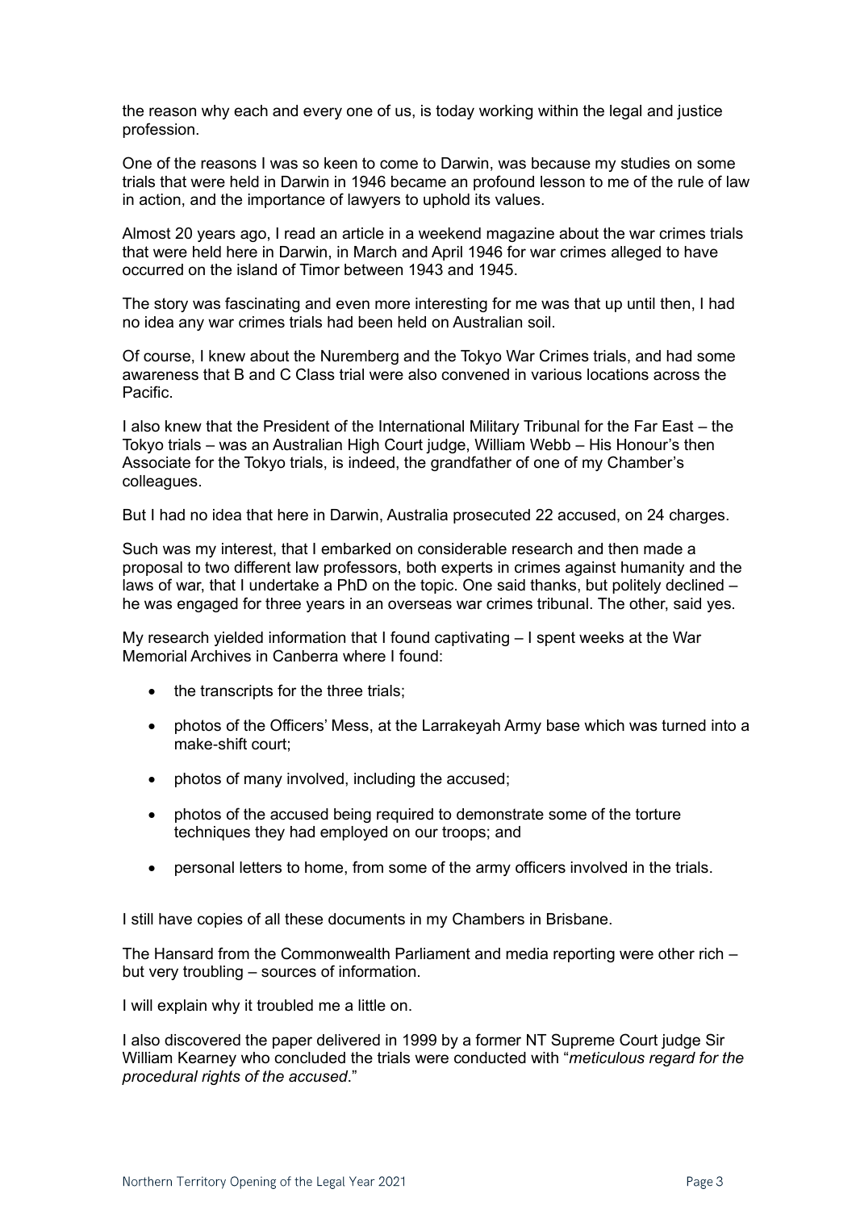the reason why each and every one of us, is today working within the legal and justice profession.

One of the reasons I was so keen to come to Darwin, was because my studies on some trials that were held in Darwin in 1946 became an profound lesson to me of the rule of law in action, and the importance of lawyers to uphold its values.

Almost 20 years ago, I read an article in a weekend magazine about the war crimes trials that were held here in Darwin, in March and April 1946 for war crimes alleged to have occurred on the island of Timor between 1943 and 1945.

The story was fascinating and even more interesting for me was that up until then, I had no idea any war crimes trials had been held on Australian soil.

Of course, I knew about the Nuremberg and the Tokyo War Crimes trials, and had some awareness that B and C Class trial were also convened in various locations across the Pacific.

I also knew that the President of the International Military Tribunal for the Far East – the Tokyo trials – was an Australian High Court judge, William Webb – His Honour's then Associate for the Tokyo trials, is indeed, the grandfather of one of my Chamber's colleagues.

But I had no idea that here in Darwin, Australia prosecuted 22 accused, on 24 charges.

Such was my interest, that I embarked on considerable research and then made a proposal to two different law professors, both experts in crimes against humanity and the laws of war, that I undertake a PhD on the topic. One said thanks, but politely declined – he was engaged for three years in an overseas war crimes tribunal. The other, said yes.

My research yielded information that I found captivating – I spent weeks at the War Memorial Archives in Canberra where I found:

- the transcripts for the three trials;
- photos of the Officers' Mess, at the Larrakeyah Army base which was turned into a make-shift court;
- photos of many involved, including the accused;
- photos of the accused being required to demonstrate some of the torture techniques they had employed on our troops; and
- personal letters to home, from some of the army officers involved in the trials.

I still have copies of all these documents in my Chambers in Brisbane.

The Hansard from the Commonwealth Parliament and media reporting were other rich – but very troubling – sources of information.

I will explain why it troubled me a little on.

I also discovered the paper delivered in 1999 by a former NT Supreme Court judge Sir William Kearney who concluded the trials were conducted with "*meticulous regard for the procedural rights of the accused*."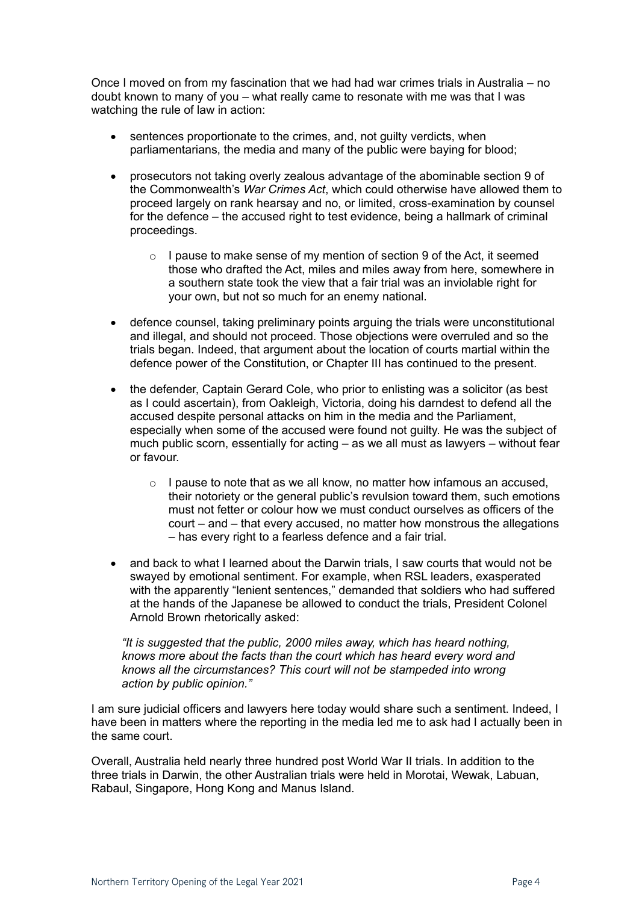Once I moved on from my fascination that we had had war crimes trials in Australia – no doubt known to many of you – what really came to resonate with me was that I was watching the rule of law in action:

- sentences proportionate to the crimes, and, not guilty verdicts, when parliamentarians, the media and many of the public were baying for blood;
- prosecutors not taking overly zealous advantage of the abominable section 9 of the Commonwealth's *War Crimes Act*, which could otherwise have allowed them to proceed largely on rank hearsay and no, or limited, cross-examination by counsel for the defence – the accused right to test evidence, being a hallmark of criminal proceedings.
    - I pause to make sense of my mention of section 9 of the Act, it seemed those who drafted the Act, miles and miles away from here, somewhere in a southern state took the view that a fair trial was an inviolable right for your own, but not so much for an enemy national.
- defence counsel, taking preliminary points arguing the trials were unconstitutional and illegal, and should not proceed. Those objections were overruled and so the trials began. Indeed, that argument about the location of courts martial within the defence power of the Constitution, or Chapter III has continued to the present.
- the defender, Captain Gerard Cole, who prior to enlisting was a solicitor (as best as I could ascertain), from Oakleigh, Victoria, doing his darndest to defend all the accused despite personal attacks on him in the media and the Parliament, especially when some of the accused were found not guilty. He was the subject of much public scorn, essentially for acting – as we all must as lawyers – without fear or favour.
    - I pause to note that as we all know, no matter how infamous an accused, their notoriety or the general public's revulsion toward them, such emotions must not fetter or colour how we must conduct ourselves as officers of the court – and – that every accused, no matter how monstrous the allegations – has every right to a fearless defence and a fair trial.
- and back to what I learned about the Darwin trials, I saw courts that would not be swayed by emotional sentiment. For example, when RSL leaders, exasperated with the apparently "lenient sentences," demanded that soldiers who had suffered at the hands of the Japanese be allowed to conduct the trials, President Colonel Arnold Brown rhetorically asked:

  *"It is suggested that the public, 2000 miles away, which has heard nothing, knows more about the facts than the court which has heard every word and knows all the circumstances? This court will not be stampeded into wrong action by public opinion."*

I am sure judicial officers and lawyers here today would share such a sentiment. Indeed, I have been in matters where the reporting in the media led me to ask had I actually been in the same court.

Overall, Australia held nearly three hundred post World War II trials. In addition to the three trials in Darwin, the other Australian trials were held in Morotai, Wewak, Labuan, Rabaul, Singapore, Hong Kong and Manus Island.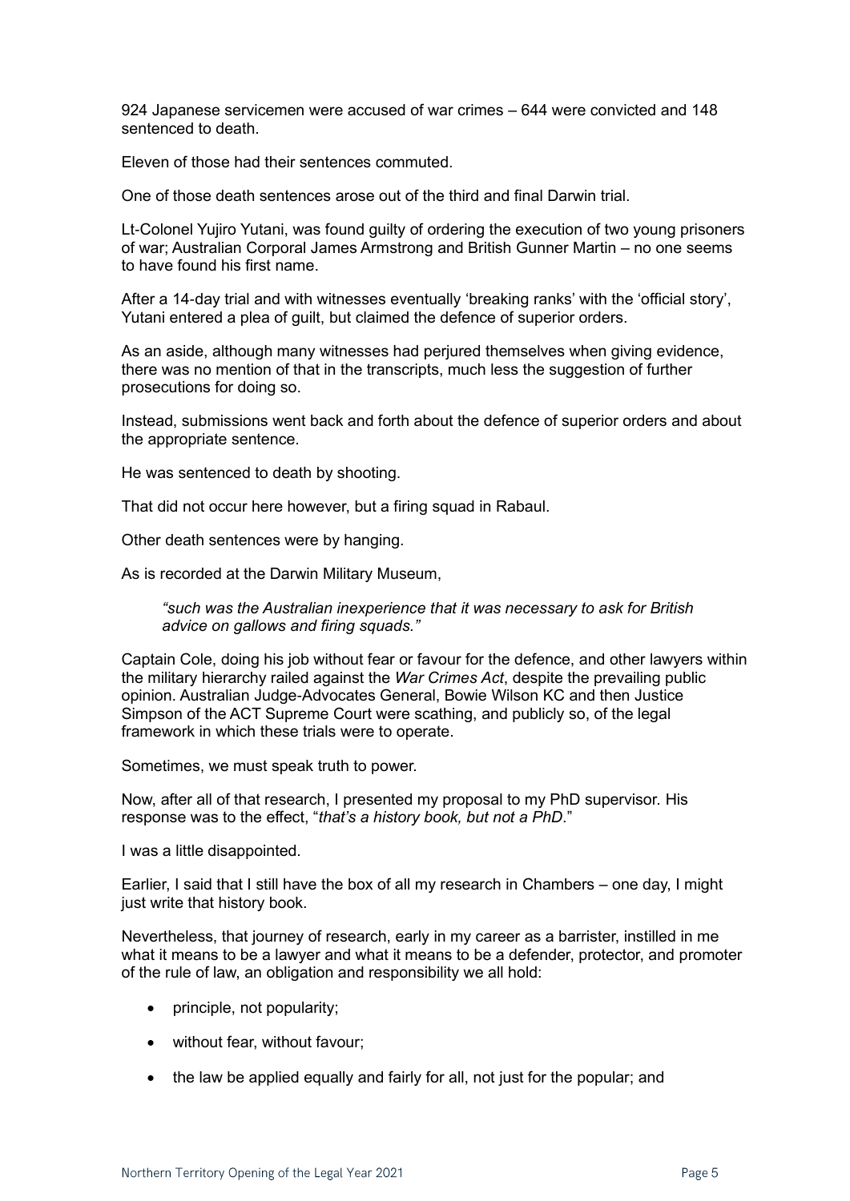924 Japanese servicemen were accused of war crimes – 644 were convicted and 148 sentenced to death.

Eleven of those had their sentences commuted.

One of those death sentences arose out of the third and final Darwin trial.

Lt-Colonel Yujiro Yutani, was found guilty of ordering the execution of two young prisoners of war; Australian Corporal James Armstrong and British Gunner Martin – no one seems to have found his first name.

After a 14-day trial and with witnesses eventually 'breaking ranks' with the 'official story', Yutani entered a plea of guilt, but claimed the defence of superior orders.

As an aside, although many witnesses had perjured themselves when giving evidence, there was no mention of that in the transcripts, much less the suggestion of further prosecutions for doing so.

Instead, submissions went back and forth about the defence of superior orders and about the appropriate sentence.

He was sentenced to death by shooting.

That did not occur here however, but a firing squad in Rabaul.

Other death sentences were by hanging.

As is recorded at the Darwin Military Museum,

> *"such was the Australian inexperience that it was necessary to ask for British advice on gallows and firing squads."*

Captain Cole, doing his job without fear or favour for the defence, and other lawyers within the military hierarchy railed against the *War Crimes Act*, despite the prevailing public opinion. Australian Judge-Advocates General, Bowie Wilson KC and then Justice Simpson of the ACT Supreme Court were scathing, and publicly so, of the legal framework in which these trials were to operate.

Sometimes, we must speak truth to power.

Now, after all of that research, I presented my proposal to my PhD supervisor. His response was to the effect, "*that's a history book, but not a PhD*."

I was a little disappointed.

Earlier, I said that I still have the box of all my research in Chambers – one day, I might just write that history book.

Nevertheless, that journey of research, early in my career as a barrister, instilled in me what it means to be a lawyer and what it means to be a defender, protector, and promoter of the rule of law, an obligation and responsibility we all hold:

- principle, not popularity;
- without fear, without favour;
- the law be applied equally and fairly for all, not just for the popular; and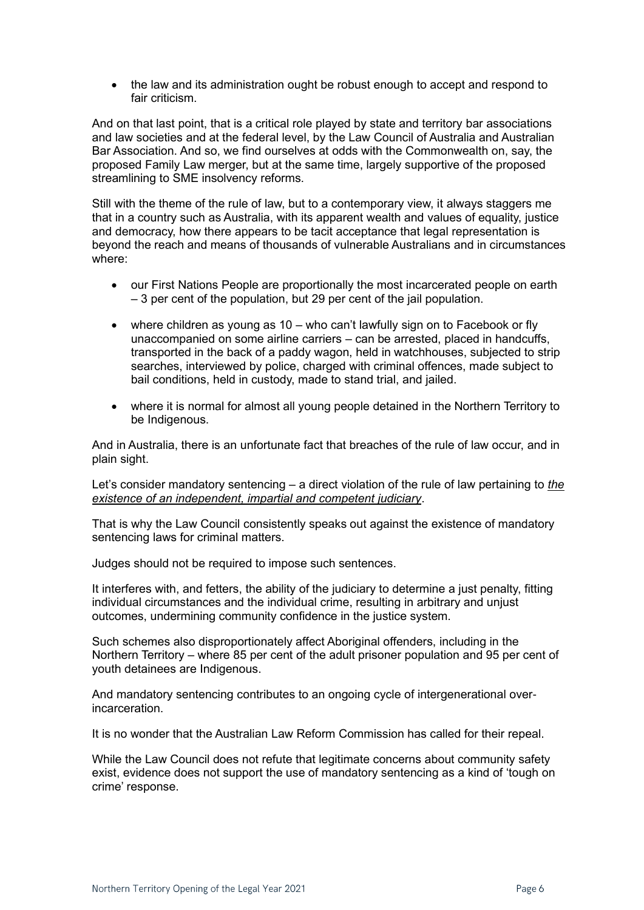- the law and its administration ought be robust enough to accept and respond to fair criticism.

And on that last point, that is a critical role played by state and territory bar associations and law societies and at the federal level, by the Law Council of Australia and Australian Bar Association. And so, we find ourselves at odds with the Commonwealth on, say, the proposed Family Law merger, but at the same time, largely supportive of the proposed streamlining to SME insolvency reforms.

Still with the theme of the rule of law, but to a contemporary view, it always staggers me that in a country such as Australia, with its apparent wealth and values of equality, justice and democracy, how there appears to be tacit acceptance that legal representation is beyond the reach and means of thousands of vulnerable Australians and in circumstances where:

- our First Nations People are proportionally the most incarcerated people on earth – 3 per cent of the population, but 29 per cent of the jail population.
- where children as young as 10 – who can't lawfully sign on to Facebook or fly unaccompanied on some airline carriers – can be arrested, placed in handcuffs, transported in the back of a paddy wagon, held in watchhouses, subjected to strip searches, interviewed by police, charged with criminal offences, made subject to bail conditions, held in custody, made to stand trial, and jailed.
- where it is normal for almost all young people detained in the Northern Territory to be Indigenous.

And in Australia, there is an unfortunate fact that breaches of the rule of law occur, and in plain sight.

Let's consider mandatory sentencing – a direct violation of the rule of law pertaining to *the existence of an independent, impartial and competent judiciary*.

That is why the Law Council consistently speaks out against the existence of mandatory sentencing laws for criminal matters.

Judges should not be required to impose such sentences.

It interferes with, and fetters, the ability of the judiciary to determine a just penalty, fitting individual circumstances and the individual crime, resulting in arbitrary and unjust outcomes, undermining community confidence in the justice system.

Such schemes also disproportionately affect Aboriginal offenders, including in the Northern Territory – where 85 per cent of the adult prisoner population and 95 per cent of youth detainees are Indigenous.

And mandatory sentencing contributes to an ongoing cycle of intergenerational over-incarceration.

It is no wonder that the Australian Law Reform Commission has called for their repeal.

While the Law Council does not refute that legitimate concerns about community safety exist, evidence does not support the use of mandatory sentencing as a kind of 'tough on crime' response.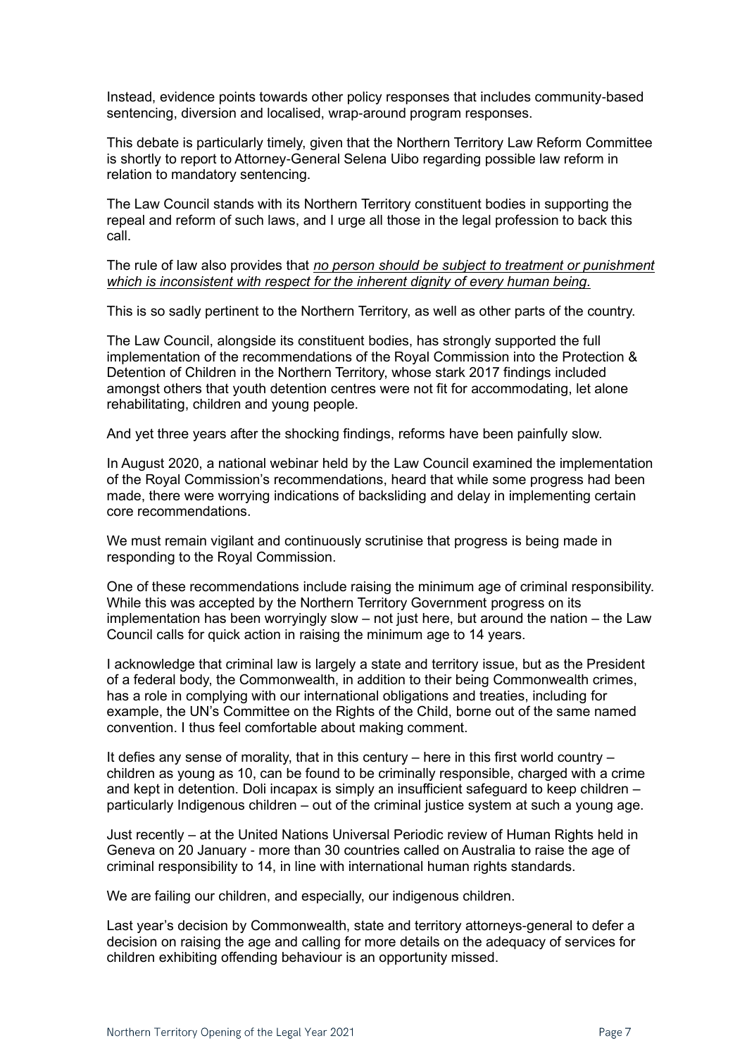Instead, evidence points towards other policy responses that includes community-based sentencing, diversion and localised, wrap-around program responses.

This debate is particularly timely, given that the Northern Territory Law Reform Committee is shortly to report to Attorney-General Selena Uibo regarding possible law reform in relation to mandatory sentencing.

The Law Council stands with its Northern Territory constituent bodies in supporting the repeal and reform of such laws, and I urge all those in the legal profession to back this call.

The rule of law also provides that <u>*no person should be subject to treatment or punishment which is inconsistent with respect for the inherent dignity of every human being.*</u>

This is so sadly pertinent to the Northern Territory, as well as other parts of the country.

The Law Council, alongside its constituent bodies, has strongly supported the full implementation of the recommendations of the Royal Commission into the Protection & Detention of Children in the Northern Territory, whose stark 2017 findings included amongst others that youth detention centres were not fit for accommodating, let alone rehabilitating, children and young people.

And yet three years after the shocking findings, reforms have been painfully slow.

In August 2020, a national webinar held by the Law Council examined the implementation of the Royal Commission's recommendations, heard that while some progress had been made, there were worrying indications of backsliding and delay in implementing certain core recommendations.

We must remain vigilant and continuously scrutinise that progress is being made in responding to the Royal Commission.

One of these recommendations include raising the minimum age of criminal responsibility. While this was accepted by the Northern Territory Government progress on its implementation has been worryingly slow – not just here, but around the nation – the Law Council calls for quick action in raising the minimum age to 14 years.

I acknowledge that criminal law is largely a state and territory issue, but as the President of a federal body, the Commonwealth, in addition to their being Commonwealth crimes, has a role in complying with our international obligations and treaties, including for example, the UN's Committee on the Rights of the Child, borne out of the same named convention. I thus feel comfortable about making comment.

It defies any sense of morality, that in this century – here in this first world country – children as young as 10, can be found to be criminally responsible, charged with a crime and kept in detention. Doli incapax is simply an insufficient safeguard to keep children – particularly Indigenous children – out of the criminal justice system at such a young age.

Just recently – at the United Nations Universal Periodic review of Human Rights held in Geneva on 20 January - more than 30 countries called on Australia to raise the age of criminal responsibility to 14, in line with international human rights standards.

We are failing our children, and especially, our indigenous children.

Last year's decision by Commonwealth, state and territory attorneys-general to defer a decision on raising the age and calling for more details on the adequacy of services for children exhibiting offending behaviour is an opportunity missed.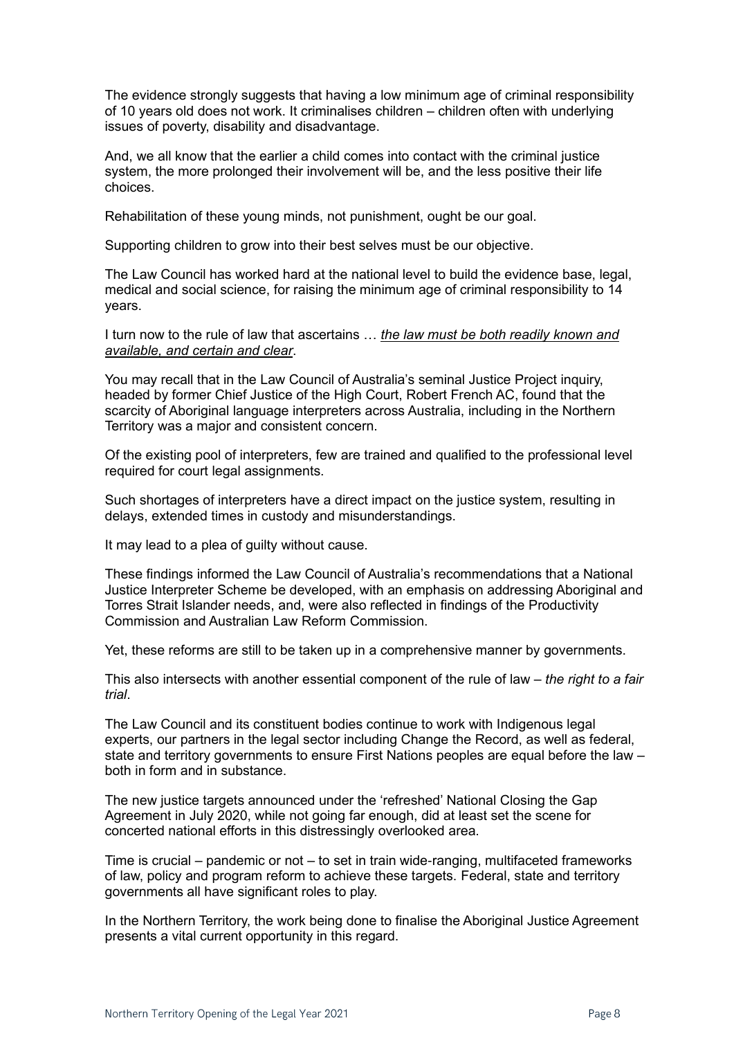The evidence strongly suggests that having a low minimum age of criminal responsibility of 10 years old does not work. It criminalises children – children often with underlying issues of poverty, disability and disadvantage.

And, we all know that the earlier a child comes into contact with the criminal justice system, the more prolonged their involvement will be, and the less positive their life choices.

Rehabilitation of these young minds, not punishment, ought be our goal.

Supporting children to grow into their best selves must be our objective.

The Law Council has worked hard at the national level to build the evidence base, legal, medical and social science, for raising the minimum age of criminal responsibility to 14 years.

I turn now to the rule of law that ascertains … *the law must be both readily known and available, and certain and clear*.

You may recall that in the Law Council of Australia's seminal Justice Project inquiry, headed by former Chief Justice of the High Court, Robert French AC, found that the scarcity of Aboriginal language interpreters across Australia, including in the Northern Territory was a major and consistent concern.

Of the existing pool of interpreters, few are trained and qualified to the professional level required for court legal assignments.

Such shortages of interpreters have a direct impact on the justice system, resulting in delays, extended times in custody and misunderstandings.

It may lead to a plea of guilty without cause.

These findings informed the Law Council of Australia's recommendations that a National Justice Interpreter Scheme be developed, with an emphasis on addressing Aboriginal and Torres Strait Islander needs, and, were also reflected in findings of the Productivity Commission and Australian Law Reform Commission.

Yet, these reforms are still to be taken up in a comprehensive manner by governments.

This also intersects with another essential component of the rule of law – *the right to a fair trial*.

The Law Council and its constituent bodies continue to work with Indigenous legal experts, our partners in the legal sector including Change the Record, as well as federal, state and territory governments to ensure First Nations peoples are equal before the law – both in form and in substance.

The new justice targets announced under the 'refreshed' National Closing the Gap Agreement in July 2020, while not going far enough, did at least set the scene for concerted national efforts in this distressingly overlooked area.

Time is crucial – pandemic or not – to set in train wide-ranging, multifaceted frameworks of law, policy and program reform to achieve these targets. Federal, state and territory governments all have significant roles to play.

In the Northern Territory, the work being done to finalise the Aboriginal Justice Agreement presents a vital current opportunity in this regard.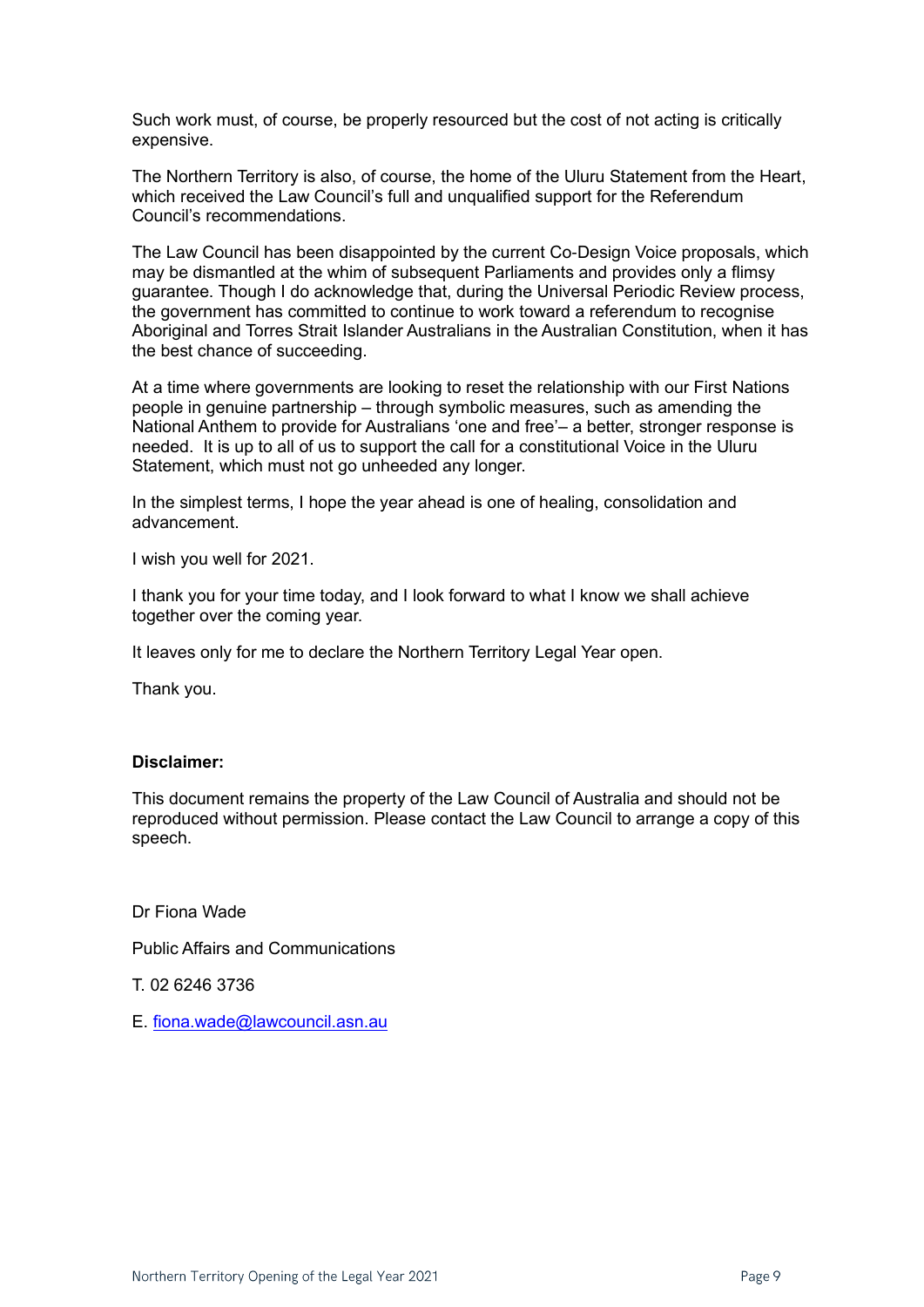Such work must, of course, be properly resourced but the cost of not acting is critically expensive.

The Northern Territory is also, of course, the home of the Uluru Statement from the Heart, which received the Law Council's full and unqualified support for the Referendum Council's recommendations.

The Law Council has been disappointed by the current Co-Design Voice proposals, which may be dismantled at the whim of subsequent Parliaments and provides only a flimsy guarantee. Though I do acknowledge that, during the Universal Periodic Review process, the government has committed to continue to work toward a referendum to recognise Aboriginal and Torres Strait Islander Australians in the Australian Constitution, when it has the best chance of succeeding.

At a time where governments are looking to reset the relationship with our First Nations people in genuine partnership – through symbolic measures, such as amending the National Anthem to provide for Australians 'one and free'– a better, stronger response is needed. It is up to all of us to support the call for a constitutional Voice in the Uluru Statement, which must not go unheeded any longer.

In the simplest terms, I hope the year ahead is one of healing, consolidation and advancement.

I wish you well for 2021.

I thank you for your time today, and I look forward to what I know we shall achieve together over the coming year.

It leaves only for me to declare the Northern Territory Legal Year open.

Thank you.

**Disclaimer:**

This document remains the property of the Law Council of Australia and should not be reproduced without permission. Please contact the Law Council to arrange a copy of this speech.

Dr Fiona Wade

Public Affairs and Communications

T. 02 6246 3736

E. fiona.wade@lawcouncil.asn.au